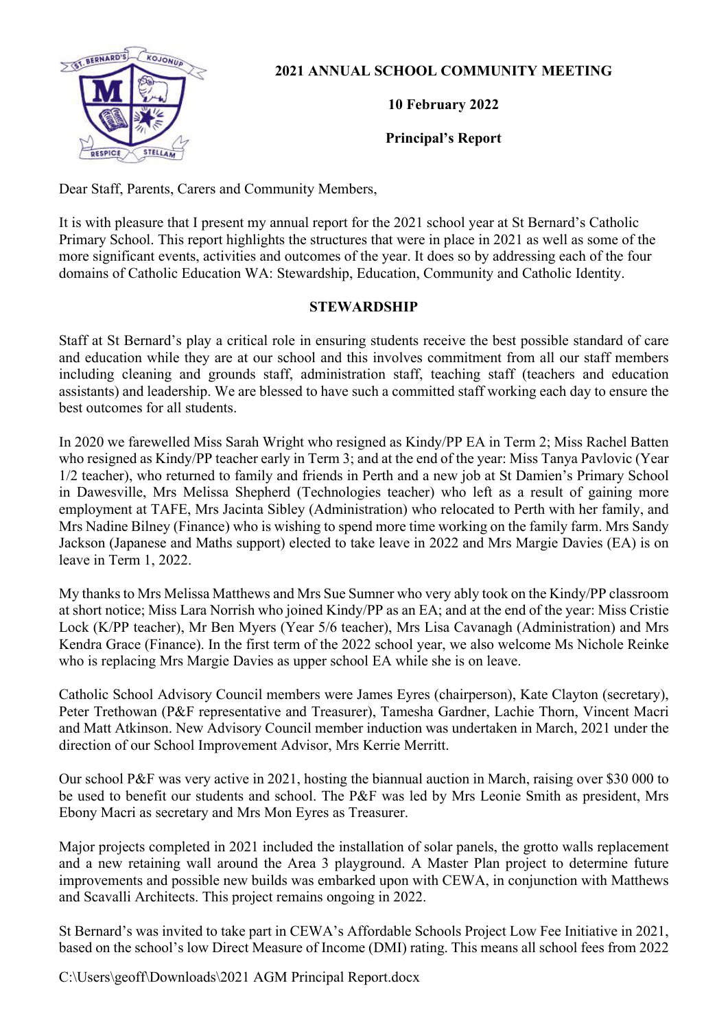**2021 ANNUAL SCHOOL COMMUNITY MEETING**

**10 February 2022**

**Principal's Report**

Dear Staff, Parents, Carers and Community Members,

It is with pleasure that I present my annual report for the 2021 school year at St Bernard's Catholic Primary School. This report highlights the structures that were in place in 2021 as well as some of the more significant events, activities and outcomes of the year. It does so by addressing each of the four domains of Catholic Education WA: Stewardship, Education, Community and Catholic Identity.

## STEWARDSHIP

Staff at St Bernard's play a critical role in ensuring students receive the best possible standard of care and education while they are at our school and this involves commitment from all our staff members including cleaning and grounds staff, administration staff, teaching staff (teachers and education assistants) and leadership. We are blessed to have such a committed staff working each day to ensure the best outcomes for all students.

In 2020 we farewelled Miss Sarah Wright who resigned as Kindy/PP EA in Term 2; Miss Rachel Batten who resigned as Kindy/PP teacher early in Term 3; and at the end of the year: Miss Tanya Pavlovic (Year 1/2 teacher), who returned to family and friends in Perth and a new job at St Damien's Primary School in Dawesville, Mrs Melissa Shepherd (Technologies teacher) who left as a result of gaining more employment at TAFE, Mrs Jacinta Sibley (Administration) who relocated to Perth with her family, and Mrs Nadine Bilney (Finance) who is wishing to spend more time working on the family farm. Mrs Sandy Jackson (Japanese and Maths support) elected to take leave in 2022 and Mrs Margie Davies (EA) is on leave in Term 1, 2022.

My thanks to Mrs Melissa Matthews and Mrs Sue Sumner who very ably took on the Kindy/PP classroom at short notice; Miss Lara Norrish who joined Kindy/PP as an EA; and at the end of the year: Miss Cristie Lock (K/PP teacher), Mr Ben Myers (Year 5/6 teacher), Mrs Lisa Cavanagh (Administration) and Mrs Kendra Grace (Finance). In the first term of the 2022 school year, we also welcome Ms Nichole Reinke who is replacing Mrs Margie Davies as upper school EA while she is on leave.

Catholic School Advisory Council members were James Eyres (chairperson), Kate Clayton (secretary), Peter Trethowan (P&F representative and Treasurer), Tamesha Gardner, Lachie Thorn, Vincent Macri and Matt Atkinson. New Advisory Council member induction was undertaken in March, 2021 under the direction of our School Improvement Advisor, Mrs Kerrie Merritt.

Our school P&F was very active in 2021, hosting the biannual auction in March, raising over $30 000 to be used to benefit our students and school. The P&F was led by Mrs Leonie Smith as president, Mrs Ebony Macri as secretary and Mrs Mon Eyres as Treasurer.

Major projects completed in 2021 included the installation of solar panels, the grotto walls replacement and a new retaining wall around the Area 3 playground. A Master Plan project to determine future improvements and possible new builds was embarked upon with CEWA, in conjunction with Matthews and Scavalli Architects. This project remains ongoing in 2022.

St Bernard's was invited to take part in CEWA's Affordable Schools Project Low Fee Initiative in 2021, based on the school's low Direct Measure of Income (DMI) rating. This means all school fees from 2022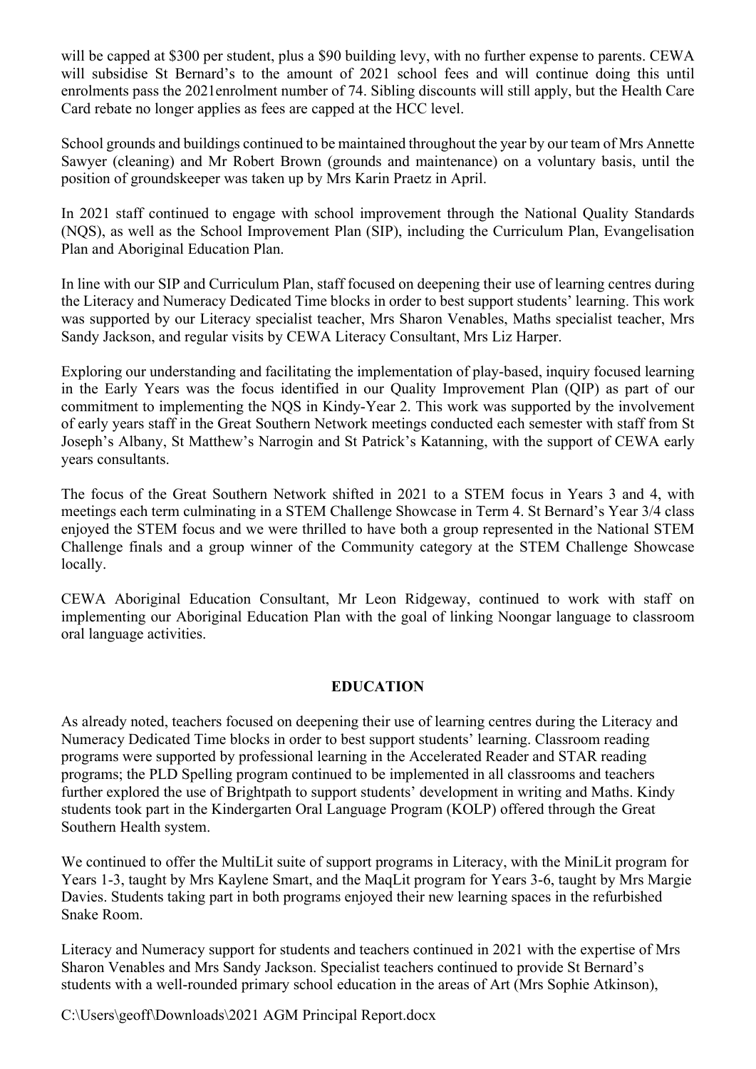will be capped at $300 per student, plus a $90 building levy, with no further expense to parents. CEWA will subsidise St Bernard's to the amount of 2021 school fees and will continue doing this until enrolments pass the 2021enrolment number of 74. Sibling discounts will still apply, but the Health Care Card rebate no longer applies as fees are capped at the HCC level.

School grounds and buildings continued to be maintained throughout the year by our team of Mrs Annette Sawyer (cleaning) and Mr Robert Brown (grounds and maintenance) on a voluntary basis, until the position of groundskeeper was taken up by Mrs Karin Praetz in April.

In 2021 staff continued to engage with school improvement through the National Quality Standards (NQS), as well as the School Improvement Plan (SIP), including the Curriculum Plan, Evangelisation Plan and Aboriginal Education Plan.

In line with our SIP and Curriculum Plan, staff focused on deepening their use of learning centres during the Literacy and Numeracy Dedicated Time blocks in order to best support students' learning. This work was supported by our Literacy specialist teacher, Mrs Sharon Venables, Maths specialist teacher, Mrs Sandy Jackson, and regular visits by CEWA Literacy Consultant, Mrs Liz Harper.

Exploring our understanding and facilitating the implementation of play-based, inquiry focused learning in the Early Years was the focus identified in our Quality Improvement Plan (QIP) as part of our commitment to implementing the NQS in Kindy-Year 2. This work was supported by the involvement of early years staff in the Great Southern Network meetings conducted each semester with staff from St Joseph's Albany, St Matthew's Narrogin and St Patrick's Katanning, with the support of CEWA early years consultants.

The focus of the Great Southern Network shifted in 2021 to a STEM focus in Years 3 and 4, with meetings each term culminating in a STEM Challenge Showcase in Term 4. St Bernard's Year 3/4 class enjoyed the STEM focus and we were thrilled to have both a group represented in the National STEM Challenge finals and a group winner of the Community category at the STEM Challenge Showcase locally.

CEWA Aboriginal Education Consultant, Mr Leon Ridgeway, continued to work with staff on implementing our Aboriginal Education Plan with the goal of linking Noongar language to classroom oral language activities.

## EDUCATION

As already noted, teachers focused on deepening their use of learning centres during the Literacy and Numeracy Dedicated Time blocks in order to best support students' learning. Classroom reading programs were supported by professional learning in the Accelerated Reader and STAR reading programs; the PLD Spelling program continued to be implemented in all classrooms and teachers further explored the use of Brightpath to support students' development in writing and Maths. Kindy students took part in the Kindergarten Oral Language Program (KOLP) offered through the Great Southern Health system.

We continued to offer the MultiLit suite of support programs in Literacy, with the MiniLit program for Years 1-3, taught by Mrs Kaylene Smart, and the MaqLit program for Years 3-6, taught by Mrs Margie Davies. Students taking part in both programs enjoyed their new learning spaces in the refurbished Snake Room.

Literacy and Numeracy support for students and teachers continued in 2021 with the expertise of Mrs Sharon Venables and Mrs Sandy Jackson. Specialist teachers continued to provide St Bernard's students with a well-rounded primary school education in the areas of Art (Mrs Sophie Atkinson),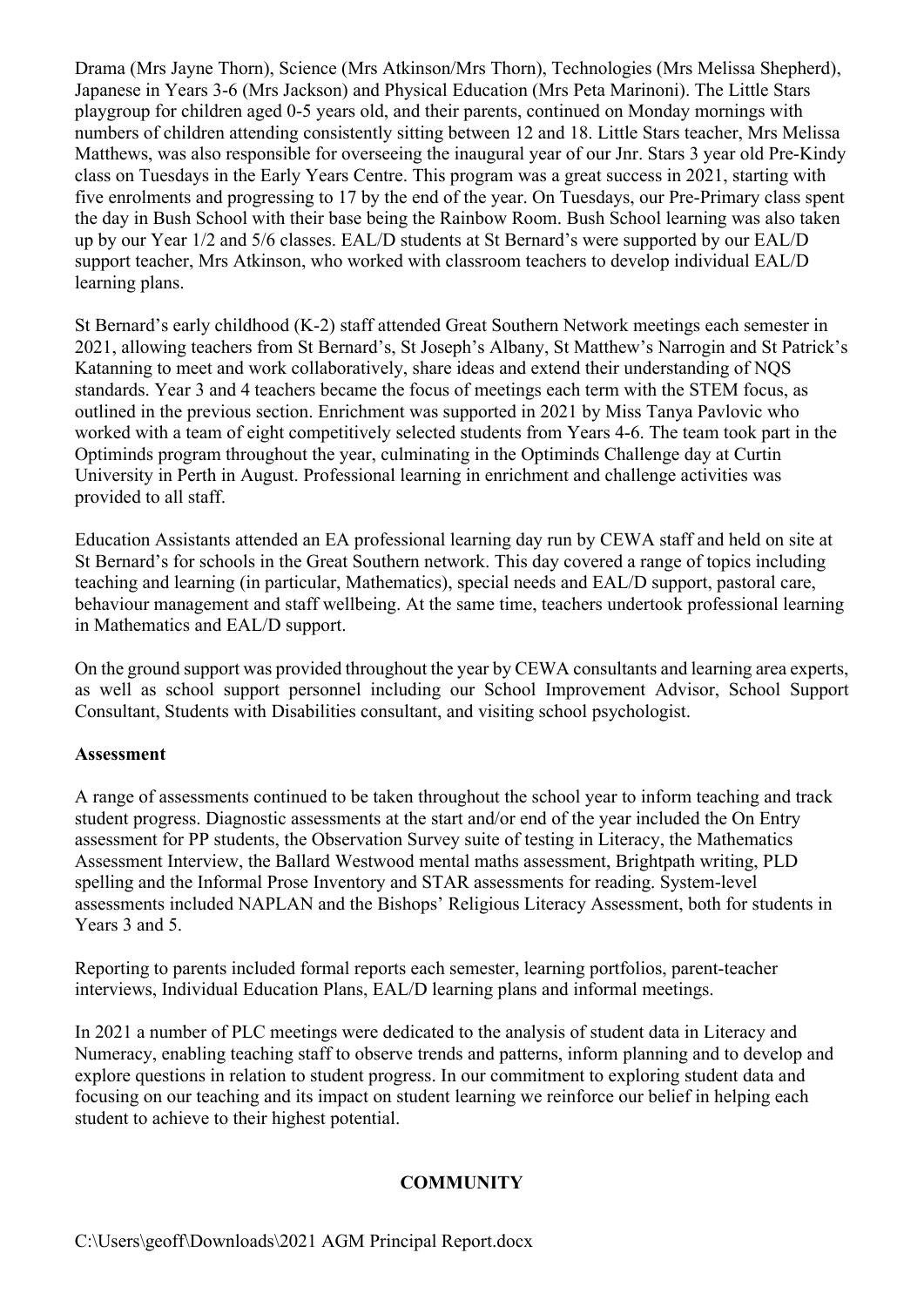Drama (Mrs Jayne Thorn), Science (Mrs Atkinson/Mrs Thorn), Technologies (Mrs Melissa Shepherd), Japanese in Years 3-6 (Mrs Jackson) and Physical Education (Mrs Peta Marinoni). The Little Stars playgroup for children aged 0-5 years old, and their parents, continued on Monday mornings with numbers of children attending consistently sitting between 12 and 18. Little Stars teacher, Mrs Melissa Matthews, was also responsible for overseeing the inaugural year of our Jnr. Stars 3 year old Pre-Kindy class on Tuesdays in the Early Years Centre. This program was a great success in 2021, starting with five enrolments and progressing to 17 by the end of the year. On Tuesdays, our Pre-Primary class spent the day in Bush School with their base being the Rainbow Room. Bush School learning was also taken up by our Year 1/2 and 5/6 classes. EAL/D students at St Bernard's were supported by our EAL/D support teacher, Mrs Atkinson, who worked with classroom teachers to develop individual EAL/D learning plans.

St Bernard's early childhood (K-2) staff attended Great Southern Network meetings each semester in 2021, allowing teachers from St Bernard's, St Joseph's Albany, St Matthew's Narrogin and St Patrick's Katanning to meet and work collaboratively, share ideas and extend their understanding of NQS standards. Year 3 and 4 teachers became the focus of meetings each term with the STEM focus, as outlined in the previous section. Enrichment was supported in 2021 by Miss Tanya Pavlovic who worked with a team of eight competitively selected students from Years 4-6. The team took part in the Optiminds program throughout the year, culminating in the Optiminds Challenge day at Curtin University in Perth in August. Professional learning in enrichment and challenge activities was provided to all staff.

Education Assistants attended an EA professional learning day run by CEWA staff and held on site at St Bernard's for schools in the Great Southern network. This day covered a range of topics including teaching and learning (in particular, Mathematics), special needs and EAL/D support, pastoral care, behaviour management and staff wellbeing. At the same time, teachers undertook professional learning in Mathematics and EAL/D support.

On the ground support was provided throughout the year by CEWA consultants and learning area experts, as well as school support personnel including our School Improvement Advisor, School Support Consultant, Students with Disabilities consultant, and visiting school psychologist.

**Assessment**

A range of assessments continued to be taken throughout the school year to inform teaching and track student progress. Diagnostic assessments at the start and/or end of the year included the On Entry assessment for PP students, the Observation Survey suite of testing in Literacy, the Mathematics Assessment Interview, the Ballard Westwood mental maths assessment, Brightpath writing, PLD spelling and the Informal Prose Inventory and STAR assessments for reading. System-level assessments included NAPLAN and the Bishops' Religious Literacy Assessment, both for students in Years 3 and 5.

Reporting to parents included formal reports each semester, learning portfolios, parent-teacher interviews, Individual Education Plans, EAL/D learning plans and informal meetings.

In 2021 a number of PLC meetings were dedicated to the analysis of student data in Literacy and Numeracy, enabling teaching staff to observe trends and patterns, inform planning and to develop and explore questions in relation to student progress. In our commitment to exploring student data and focusing on our teaching and its impact on student learning we reinforce our belief in helping each student to achieve to their highest potential.

## COMMUNITY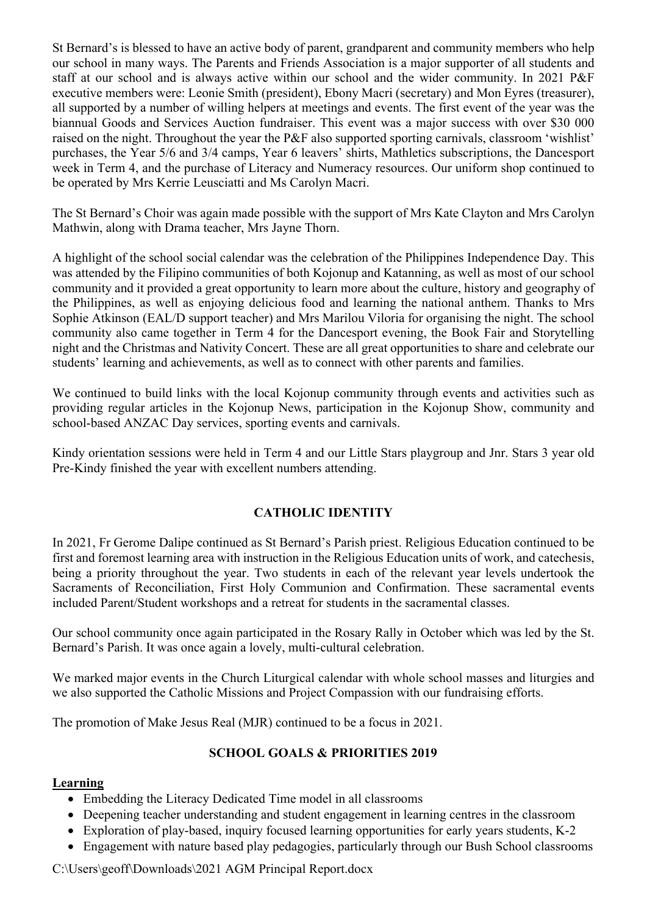St Bernard's is blessed to have an active body of parent, grandparent and community members who help our school in many ways. The Parents and Friends Association is a major supporter of all students and staff at our school and is always active within our school and the wider community. In 2021 P&F executive members were: Leonie Smith (president), Ebony Macri (secretary) and Mon Eyres (treasurer), all supported by a number of willing helpers at meetings and events. The first event of the year was the biannual Goods and Services Auction fundraiser. This event was a major success with over $30 000 raised on the night. Throughout the year the P&F also supported sporting carnivals, classroom 'wishlist' purchases, the Year 5/6 and 3/4 camps, Year 6 leavers' shirts, Mathletics subscriptions, the Dancesport week in Term 4, and the purchase of Literacy and Numeracy resources. Our uniform shop continued to be operated by Mrs Kerrie Leusciatti and Ms Carolyn Macri.

The St Bernard's Choir was again made possible with the support of Mrs Kate Clayton and Mrs Carolyn Mathwin, along with Drama teacher, Mrs Jayne Thorn.

A highlight of the school social calendar was the celebration of the Philippines Independence Day. This was attended by the Filipino communities of both Kojonup and Katanning, as well as most of our school community and it provided a great opportunity to learn more about the culture, history and geography of the Philippines, as well as enjoying delicious food and learning the national anthem. Thanks to Mrs Sophie Atkinson (EAL/D support teacher) and Mrs Marilou Viloria for organising the night. The school community also came together in Term 4 for the Dancesport evening, the Book Fair and Storytelling night and the Christmas and Nativity Concert. These are all great opportunities to share and celebrate our students' learning and achievements, as well as to connect with other parents and families.

We continued to build links with the local Kojonup community through events and activities such as providing regular articles in the Kojonup News, participation in the Kojonup Show, community and school-based ANZAC Day services, sporting events and carnivals.

Kindy orientation sessions were held in Term 4 and our Little Stars playgroup and Jnr. Stars 3 year old Pre-Kindy finished the year with excellent numbers attending.

## CATHOLIC IDENTITY

In 2021, Fr Gerome Dalipe continued as St Bernard's Parish priest. Religious Education continued to be first and foremost learning area with instruction in the Religious Education units of work, and catechesis, being a priority throughout the year. Two students in each of the relevant year levels undertook the Sacraments of Reconciliation, First Holy Communion and Confirmation. These sacramental events included Parent/Student workshops and a retreat for students in the sacramental classes.

Our school community once again participated in the Rosary Rally in October which was led by the St. Bernard's Parish. It was once again a lovely, multi-cultural celebration.

We marked major events in the Church Liturgical calendar with whole school masses and liturgies and we also supported the Catholic Missions and Project Compassion with our fundraising efforts.

The promotion of Make Jesus Real (MJR) continued to be a focus in 2021.

## SCHOOL GOALS & PRIORITIES 2019

**Learning**

- Embedding the Literacy Dedicated Time model in all classrooms
- Deepening teacher understanding and student engagement in learning centres in the classroom
- Exploration of play-based, inquiry focused learning opportunities for early years students, K-2
- Engagement with nature based play pedagogies, particularly through our Bush School classrooms

C:\Users\geoff\Downloads\2021 AGM Principal Report.docx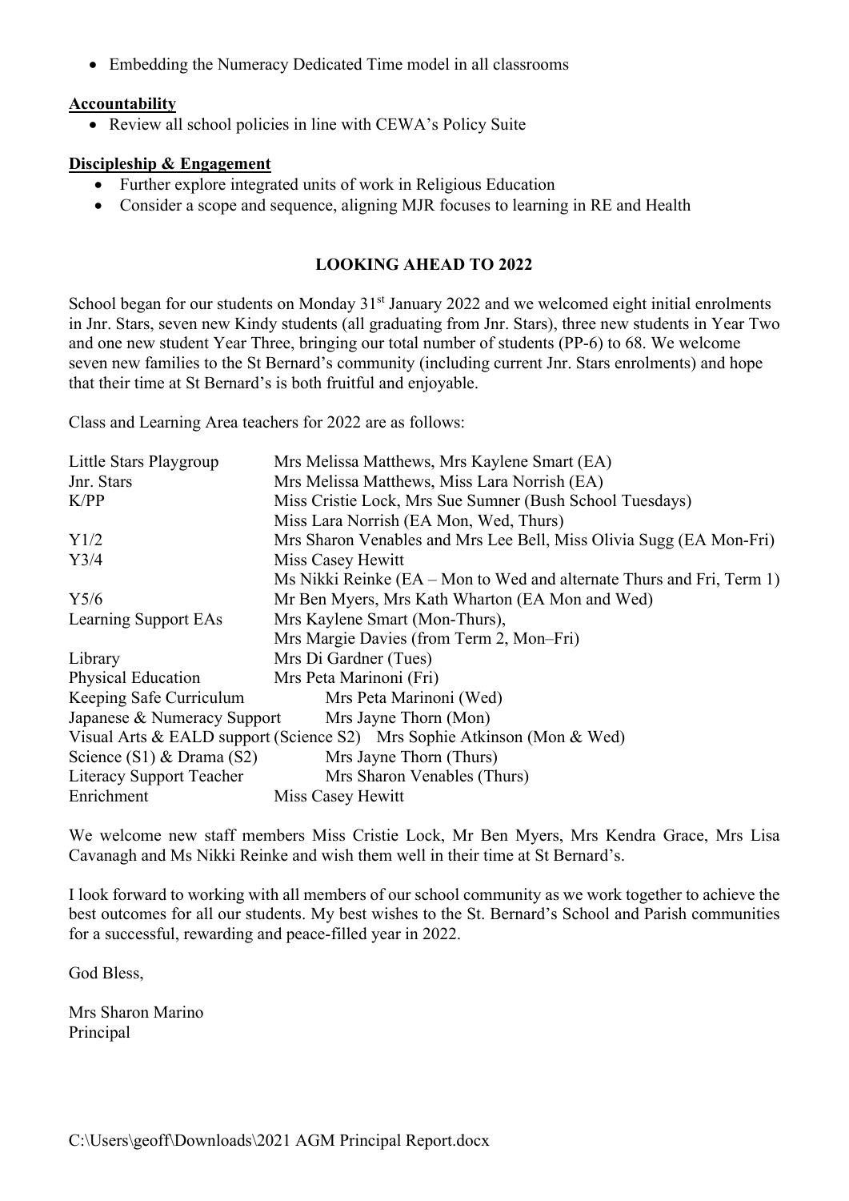- Embedding the Numeracy Dedicated Time model in all classrooms

**Accountability**

- Review all school policies in line with CEWA's Policy Suite

**Discipleship & Engagement**

- Further explore integrated units of work in Religious Education
- Consider a scope and sequence, aligning MJR focuses to learning in RE and Health

## LOOKING AHEAD TO 2022

School began for our students on Monday 31st January 2022 and we welcomed eight initial enrolments in Jnr. Stars, seven new Kindy students (all graduating from Jnr. Stars), three new students in Year Two and one new student Year Three, bringing our total number of students (PP-6) to 68. We welcome seven new families to the St Bernard's community (including current Jnr. Stars enrolments) and hope that their time at St Bernard's is both fruitful and enjoyable.

Class and Learning Area teachers for 2022 are as follows:

| | |
|---|---|
| Little Stars Playgroup | Mrs Melissa Matthews, Mrs Kaylene Smart (EA) |
| Jnr. Stars | Mrs Melissa Matthews, Miss Lara Norrish (EA) |
| K/PP | Miss Cristie Lock, Mrs Sue Sumner (Bush School Tuesdays) |
| | Miss Lara Norrish (EA Mon, Wed, Thurs) |
| Y1/2 | Mrs Sharon Venables and Mrs Lee Bell, Miss Olivia Sugg (EA Mon-Fri) |
| Y3/4 | Miss Casey Hewitt |
| | Ms Nikki Reinke (EA – Mon to Wed and alternate Thurs and Fri, Term 1) |
| Y5/6 | Mr Ben Myers, Mrs Kath Wharton (EA Mon and Wed) |
| Learning Support EAs | Mrs Kaylene Smart (Mon-Thurs), |
| | Mrs Margie Davies (from Term 2, Mon–Fri) |
| Library | Mrs Di Gardner (Tues) |
| Physical Education | Mrs Peta Marinoni (Fri) |
| Keeping Safe Curriculum | Mrs Peta Marinoni (Wed) |
| Japanese & Numeracy Support | Mrs Jayne Thorn (Mon) |
| Visual Arts & EALD support (Science S2) | Mrs Sophie Atkinson (Mon & Wed) |
| Science (S1) & Drama (S2) | Mrs Jayne Thorn (Thurs) |
| Literacy Support Teacher | Mrs Sharon Venables (Thurs) |
| Enrichment | Miss Casey Hewitt |

We welcome new staff members Miss Cristie Lock, Mr Ben Myers, Mrs Kendra Grace, Mrs Lisa Cavanagh and Ms Nikki Reinke and wish them well in their time at St Bernard's.

I look forward to working with all members of our school community as we work together to achieve the best outcomes for all our students. My best wishes to the St. Bernard's School and Parish communities for a successful, rewarding and peace-filled year in 2022.

God Bless,

Mrs Sharon Marino
Principal